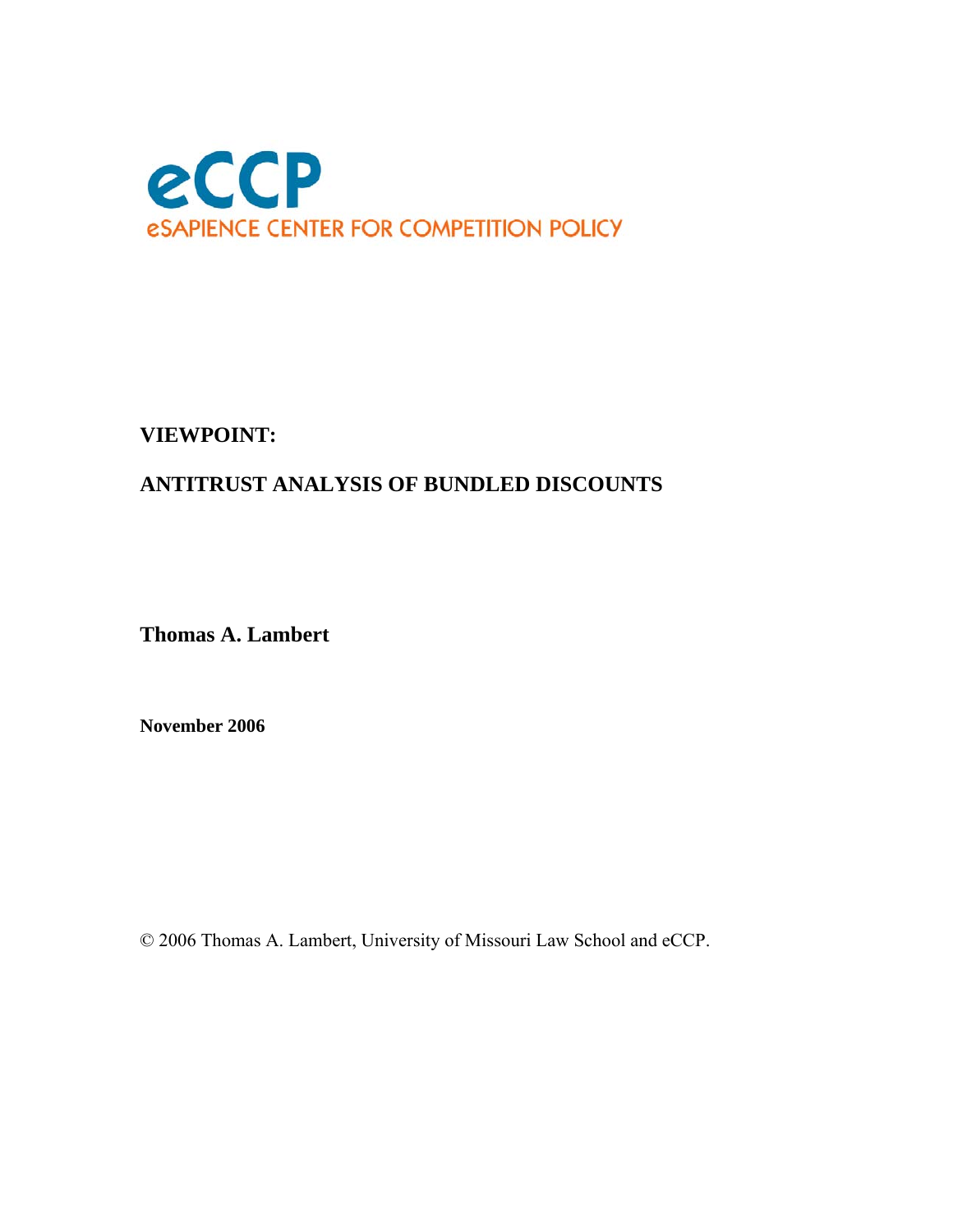eCCP

eSAPIENCE CENTER FOR COMPETITION POLICY

**VIEWPOINT:**

# ANTITRUST ANALYSIS OF BUNDLED DISCOUNTS

**Thomas A. Lambert**

**November 2006**

© 2006 Thomas A. Lambert, University of Missouri Law School and eCCP.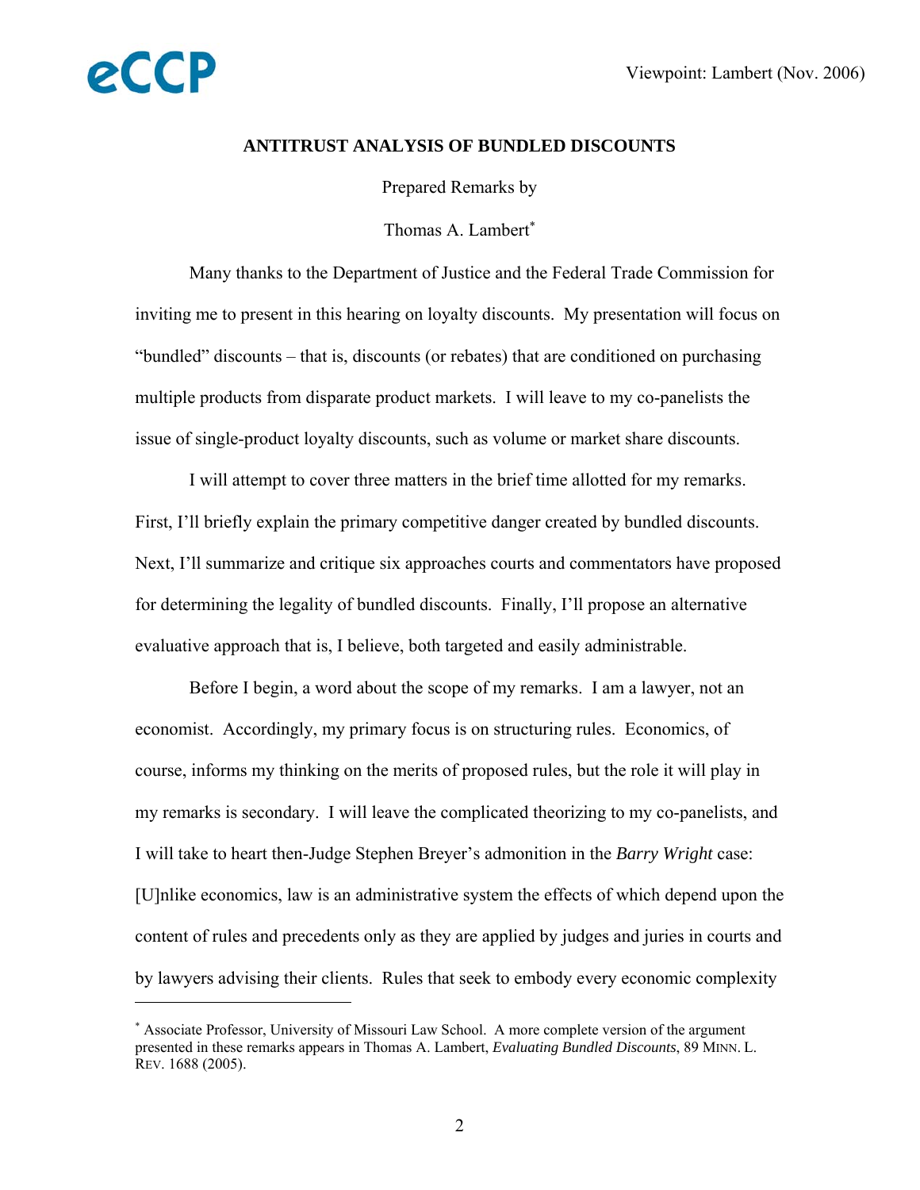## ANTITRUST ANALYSIS OF BUNDLED DISCOUNTS

Prepared Remarks by

Thomas A. Lambert[*]

Many thanks to the Department of Justice and the Federal Trade Commission for inviting me to present in this hearing on loyalty discounts. My presentation will focus on "bundled" discounts – that is, discounts (or rebates) that are conditioned on purchasing multiple products from disparate product markets. I will leave to my co-panelists the issue of single-product loyalty discounts, such as volume or market share discounts.

I will attempt to cover three matters in the brief time allotted for my remarks. First, I'll briefly explain the primary competitive danger created by bundled discounts. Next, I'll summarize and critique six approaches courts and commentators have proposed for determining the legality of bundled discounts. Finally, I'll propose an alternative evaluative approach that is, I believe, both targeted and easily administrable.

Before I begin, a word about the scope of my remarks. I am a lawyer, not an economist. Accordingly, my primary focus is on structuring rules. Economics, of course, informs my thinking on the merits of proposed rules, but the role it will play in my remarks is secondary. I will leave the complicated theorizing to my co-panelists, and I will take to heart then-Judge Stephen Breyer's admonition in the *Barry Wright* case: [U]nlike economics, law is an administrative system the effects of which depend upon the content of rules and precedents only as they are applied by judges and juries in courts and by lawyers advising their clients. Rules that seek to embody every economic complexity

---

[*] Associate Professor, University of Missouri Law School. A more complete version of the argument presented in these remarks appears in Thomas A. Lambert, *Evaluating Bundled Discounts*, 89 MINN. L. REV. 1688 (2005).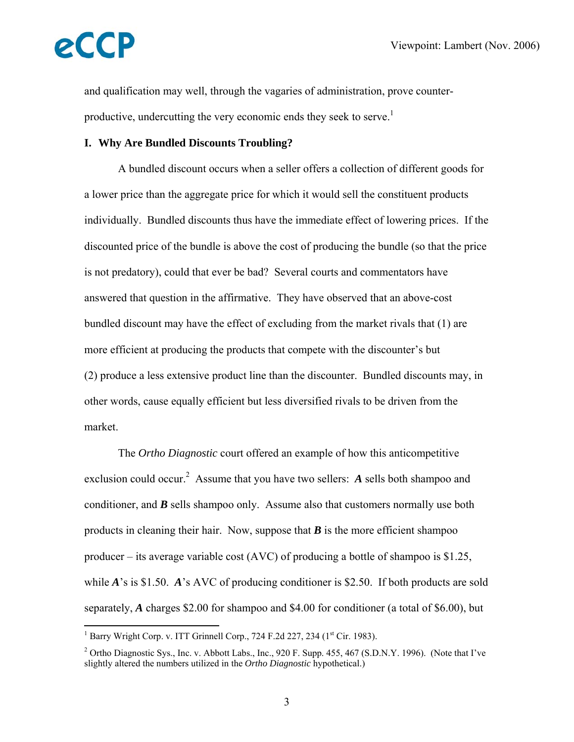and qualification may well, through the vagaries of administration, prove counter-productive, undercutting the very economic ends they seek to serve.[1]

## I. Why Are Bundled Discounts Troubling?

A bundled discount occurs when a seller offers a collection of different goods for a lower price than the aggregate price for which it would sell the constituent products individually. Bundled discounts thus have the immediate effect of lowering prices. If the discounted price of the bundle is above the cost of producing the bundle (so that the price is not predatory), could that ever be bad? Several courts and commentators have answered that question in the affirmative. They have observed that an above-cost bundled discount may have the effect of excluding from the market rivals that (1) are more efficient at producing the products that compete with the discounter's but (2) produce a less extensive product line than the discounter. Bundled discounts may, in other words, cause equally efficient but less diversified rivals to be driven from the market.

The *Ortho Diagnostic* court offered an example of how this anticompetitive exclusion could occur.[2] Assume that you have two sellers: ***A*** sells both shampoo and conditioner, and ***B*** sells shampoo only. Assume also that customers normally use both products in cleaning their hair. Now, suppose that ***B*** is the more efficient shampoo producer – its average variable cost (AVC) of producing a bottle of shampoo is $1.25, while ***A***'s is $1.50. ***A***'s AVC of producing conditioner is $2.50. If both products are sold separately, ***A*** charges $2.00 for shampoo and $4.00 for conditioner (a total of $6.00), but

---

[1] Barry Wright Corp. v. ITT Grinnell Corp., 724 F.2d 227, 234 (1st Cir. 1983).

[2] Ortho Diagnostic Sys., Inc. v. Abbott Labs., Inc., 920 F. Supp. 455, 467 (S.D.N.Y. 1996). (Note that I've slightly altered the numbers utilized in the *Ortho Diagnostic* hypothetical.)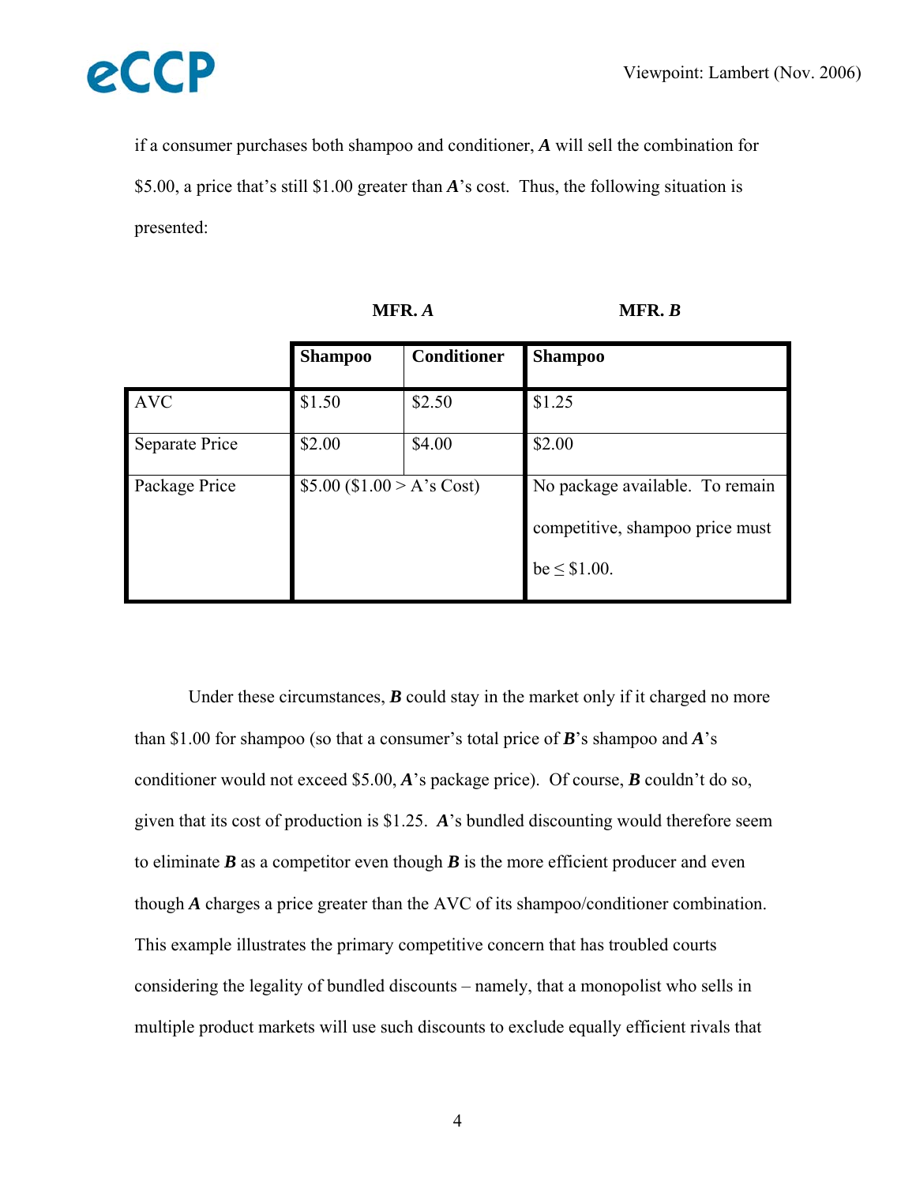if a consumer purchases both shampoo and conditioner, ***A*** will sell the combination for $5.00, a price that's still $1.00 greater than ***A***'s cost. Thus, the following situation is presented:

| | **MFR. *A*** | | **MFR. *B*** |
|---|---|---|---|
| | **Shampoo** | **Conditioner** | **Shampoo** |
| AVC | $1.50 | $2.50 | $1.25 |
| Separate Price | $2.00 | $4.00 | $2.00 |
| Package Price | $5.00 ($1.00 > A's Cost) | | No package available. To remain competitive, shampoo price must be ≤ $1.00. |

Under these circumstances, ***B*** could stay in the market only if it charged no more than $1.00 for shampoo (so that a consumer's total price of ***B***'s shampoo and ***A***'s conditioner would not exceed $5.00, ***A***'s package price). Of course, ***B*** couldn't do so, given that its cost of production is $1.25. ***A***'s bundled discounting would therefore seem to eliminate ***B*** as a competitor even though ***B*** is the more efficient producer and even though ***A*** charges a price greater than the AVC of its shampoo/conditioner combination. This example illustrates the primary competitive concern that has troubled courts considering the legality of bundled discounts – namely, that a monopolist who sells in multiple product markets will use such discounts to exclude equally efficient rivals that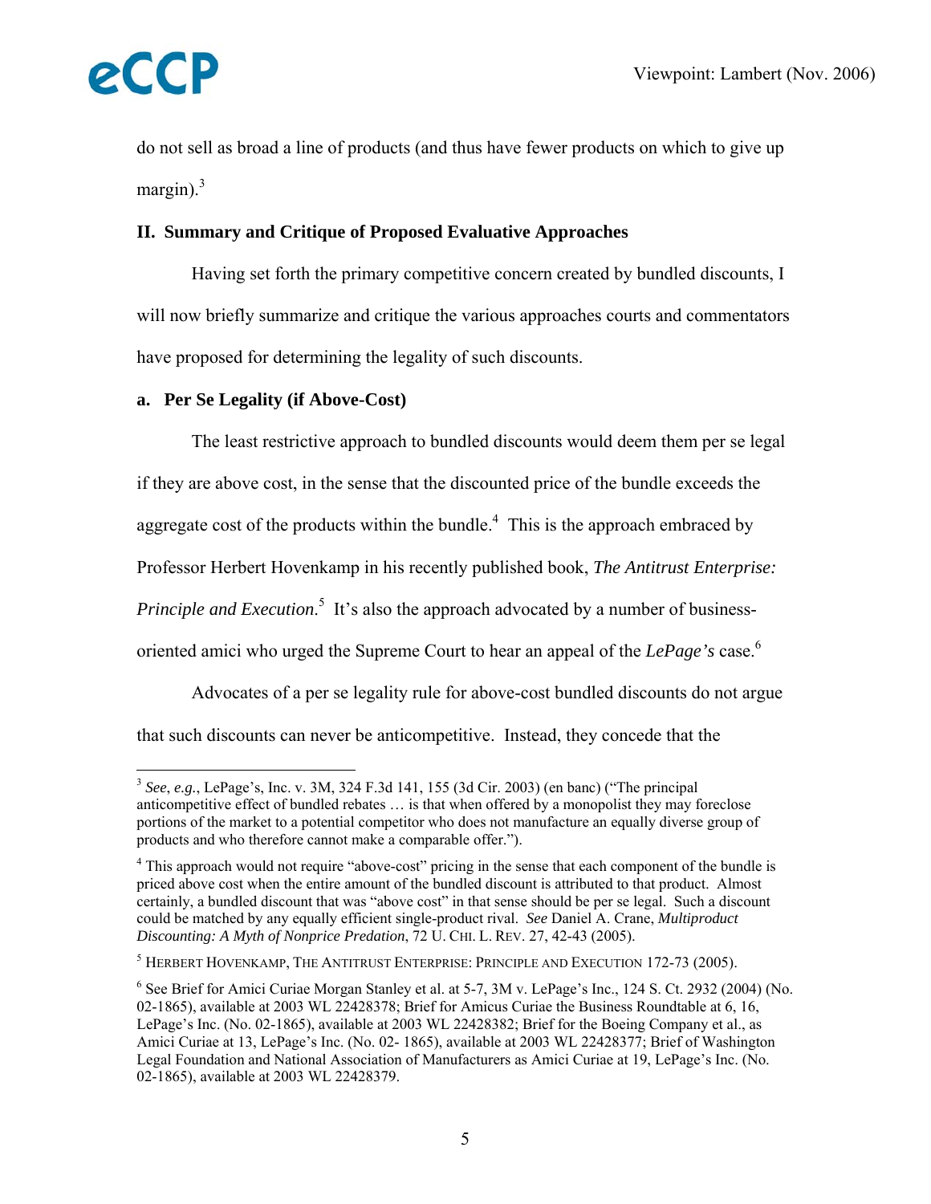do not sell as broad a line of products (and thus have fewer products on which to give up margin).[3]

## II. Summary and Critique of Proposed Evaluative Approaches

Having set forth the primary competitive concern created by bundled discounts, I will now briefly summarize and critique the various approaches courts and commentators have proposed for determining the legality of such discounts.

### a. Per Se Legality (if Above-Cost)

The least restrictive approach to bundled discounts would deem them per se legal if they are above cost, in the sense that the discounted price of the bundle exceeds the aggregate cost of the products within the bundle.[4] This is the approach embraced by Professor Herbert Hovenkamp in his recently published book, *The Antitrust Enterprise: Principle and Execution*.[5] It's also the approach advocated by a number of business-oriented amici who urged the Supreme Court to hear an appeal of the ***LePage's*** case.[6]

Advocates of a per se legality rule for above-cost bundled discounts do not argue that such discounts can never be anticompetitive. Instead, they concede that the

---

[3] *See*, *e.g.*, LePage's, Inc. v. 3M, 324 F.3d 141, 155 (3d Cir. 2003) (en banc) ("The principal anticompetitive effect of bundled rebates … is that when offered by a monopolist they may foreclose portions of the market to a potential competitor who does not manufacture an equally diverse group of products and who therefore cannot make a comparable offer.").

[4] This approach would not require "above-cost" pricing in the sense that each component of the bundle is priced above cost when the entire amount of the bundled discount is attributed to that product. Almost certainly, a bundled discount that was "above cost" in that sense should be per se legal. Such a discount could be matched by any equally efficient single-product rival. *See* Daniel A. Crane, *Multiproduct Discounting: A Myth of Nonprice Predation*, 72 U. CHI. L. REV. 27, 42-43 (2005).

[5] HERBERT HOVENKAMP, THE ANTITRUST ENTERPRISE: PRINCIPLE AND EXECUTION 172-73 (2005).

[6] See Brief for Amici Curiae Morgan Stanley et al. at 5-7, 3M v. LePage's Inc., 124 S. Ct. 2932 (2004) (No. 02-1865), available at 2003 WL 22428378; Brief for Amicus Curiae the Business Roundtable at 6, 16, LePage's Inc. (No. 02-1865), available at 2003 WL 22428382; Brief for the Boeing Company et al., as Amici Curiae at 13, LePage's Inc. (No. 02- 1865), available at 2003 WL 22428377; Brief of Washington Legal Foundation and National Association of Manufacturers as Amici Curiae at 19, LePage's Inc. (No. 02-1865), available at 2003 WL 22428379.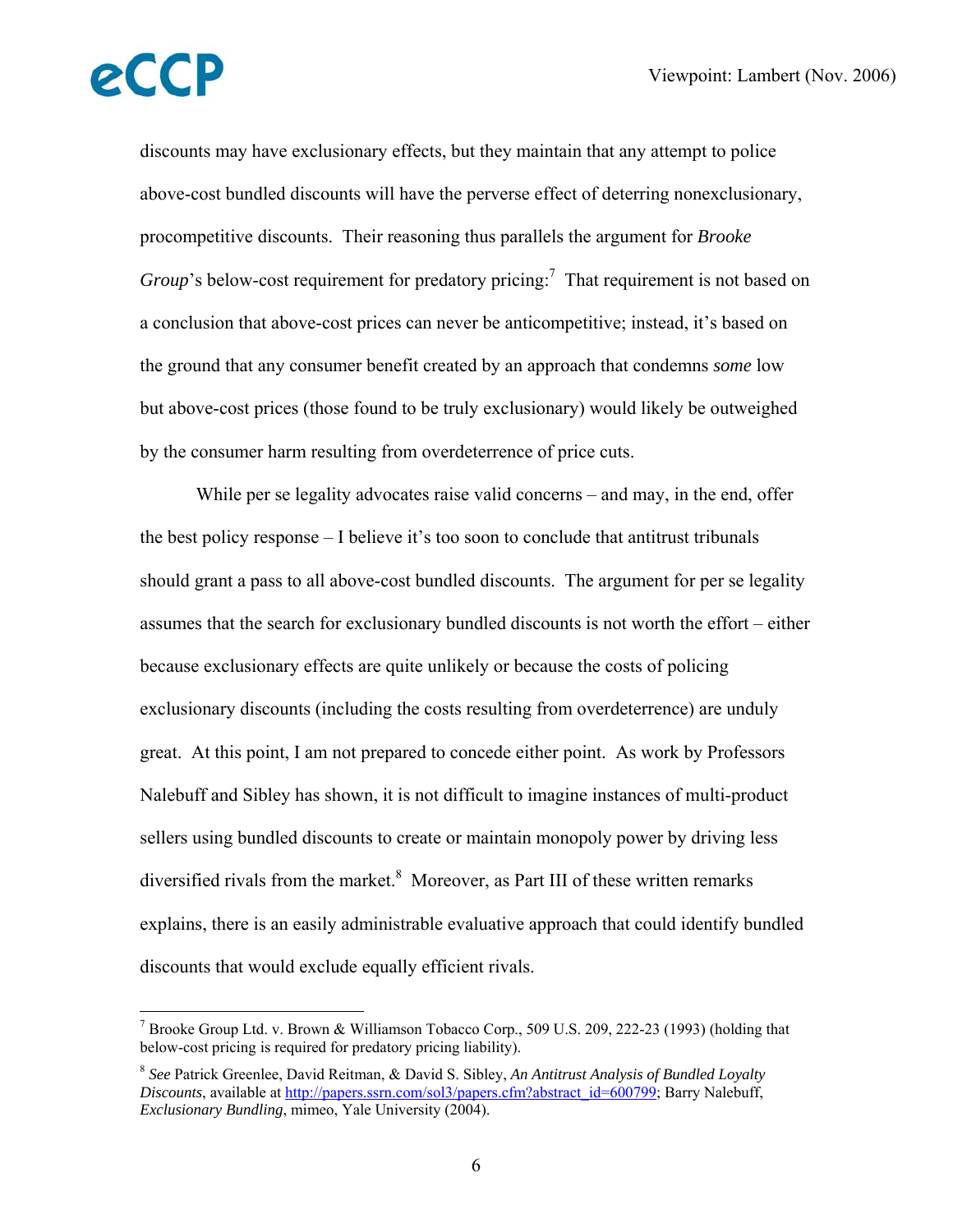discounts may have exclusionary effects, but they maintain that any attempt to police above-cost bundled discounts will have the perverse effect of deterring nonexclusionary, procompetitive discounts. Their reasoning thus parallels the argument for *Brooke Group*'s below-cost requirement for predatory pricing:[7] That requirement is not based on a conclusion that above-cost prices can never be anticompetitive; instead, it's based on the ground that any consumer benefit created by an approach that condemns *some* low but above-cost prices (those found to be truly exclusionary) would likely be outweighed by the consumer harm resulting from overdeterrence of price cuts.

While per se legality advocates raise valid concerns – and may, in the end, offer the best policy response – I believe it's too soon to conclude that antitrust tribunals should grant a pass to all above-cost bundled discounts. The argument for per se legality assumes that the search for exclusionary bundled discounts is not worth the effort – either because exclusionary effects are quite unlikely or because the costs of policing exclusionary discounts (including the costs resulting from overdeterrence) are unduly great. At this point, I am not prepared to concede either point. As work by Professors Nalebuff and Sibley has shown, it is not difficult to imagine instances of multi-product sellers using bundled discounts to create or maintain monopoly power by driving less diversified rivals from the market.[8] Moreover, as Part III of these written remarks explains, there is an easily administrable evaluative approach that could identify bundled discounts that would exclude equally efficient rivals.

---

[7] Brooke Group Ltd. v. Brown & Williamson Tobacco Corp., 509 U.S. 209, 222-23 (1993) (holding that below-cost pricing is required for predatory pricing liability).

[8] *See* Patrick Greenlee, David Reitman, & David S. Sibley, *An Antitrust Analysis of Bundled Loyalty Discounts*, available at http://papers.ssrn.com/sol3/papers.cfm?abstract_id=600799; Barry Nalebuff, *Exclusionary Bundling*, mimeo, Yale University (2004).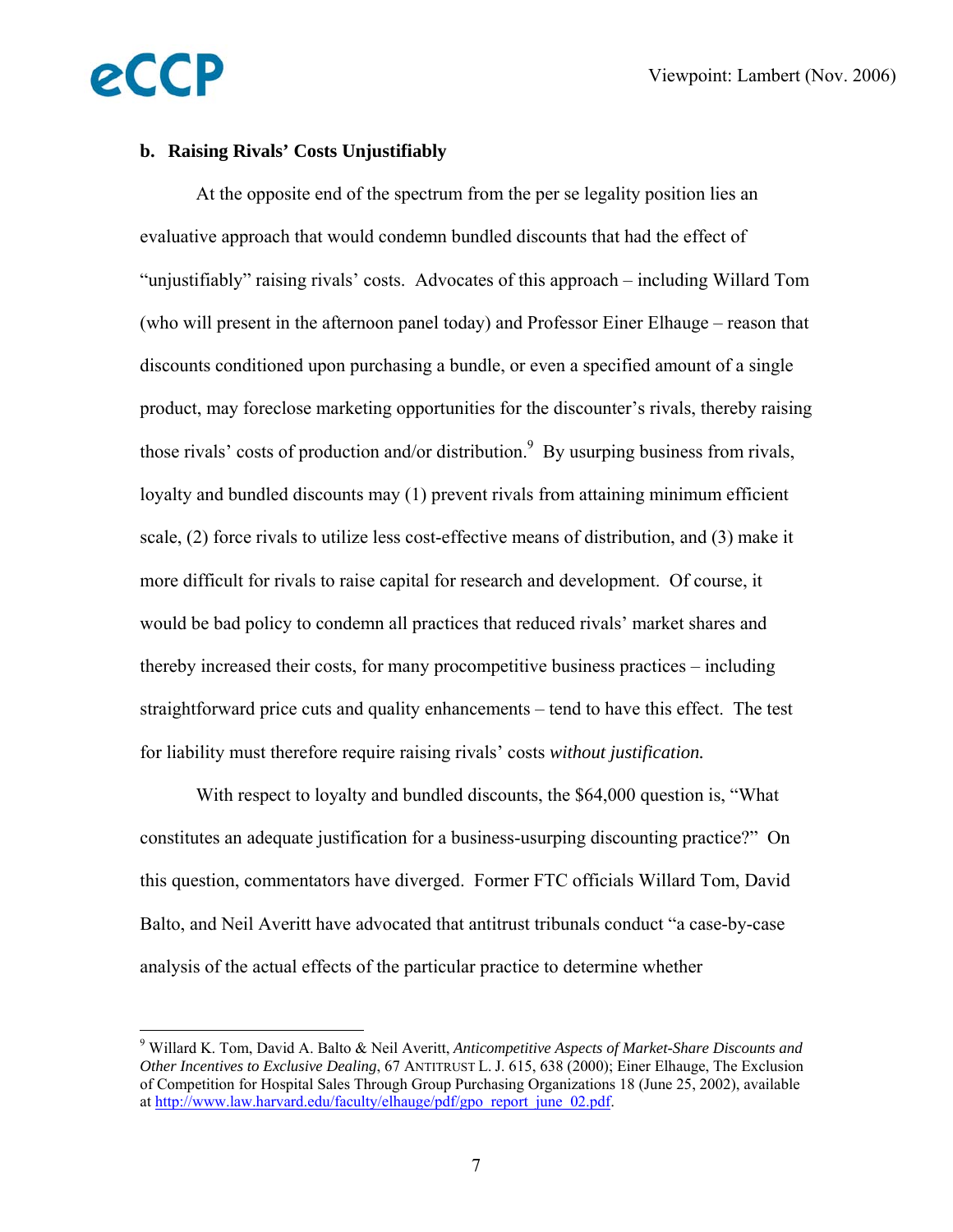### b. Raising Rivals' Costs Unjustifiably

At the opposite end of the spectrum from the per se legality position lies an evaluative approach that would condemn bundled discounts that had the effect of "unjustifiably" raising rivals' costs. Advocates of this approach – including Willard Tom (who will present in the afternoon panel today) and Professor Einer Elhauge – reason that discounts conditioned upon purchasing a bundle, or even a specified amount of a single product, may foreclose marketing opportunities for the discounter's rivals, thereby raising those rivals' costs of production and/or distribution.[9] By usurping business from rivals, loyalty and bundled discounts may (1) prevent rivals from attaining minimum efficient scale, (2) force rivals to utilize less cost-effective means of distribution, and (3) make it more difficult for rivals to raise capital for research and development. Of course, it would be bad policy to condemn all practices that reduced rivals' market shares and thereby increased their costs, for many procompetitive business practices – including straightforward price cuts and quality enhancements – tend to have this effect. The test for liability must therefore require raising rivals' costs *without justification.*

With respect to loyalty and bundled discounts, the $64,000 question is, "What constitutes an adequate justification for a business-usurping discounting practice?" On this question, commentators have diverged. Former FTC officials Willard Tom, David Balto, and Neil Averitt have advocated that antitrust tribunals conduct "a case-by-case analysis of the actual effects of the particular practice to determine whether

---

[9] Willard K. Tom, David A. Balto & Neil Averitt, *Anticompetitive Aspects of Market-Share Discounts and Other Incentives to Exclusive Dealing*, 67 ANTITRUST L. J. 615, 638 (2000); Einer Elhauge, The Exclusion of Competition for Hospital Sales Through Group Purchasing Organizations 18 (June 25, 2002), available at http://www.law.harvard.edu/faculty/elhauge/pdf/gpo_report_june_02.pdf.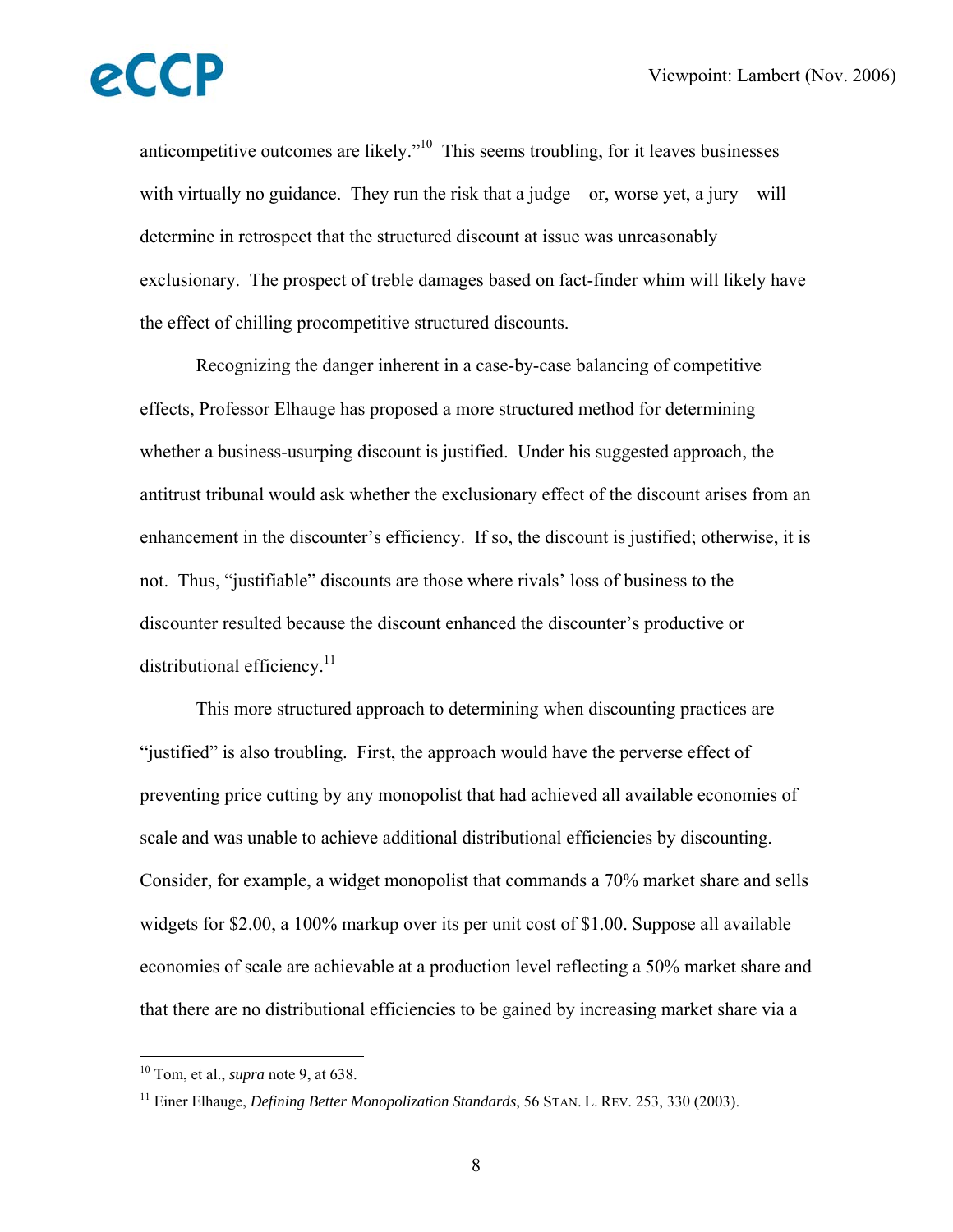anticompetitive outcomes are likely."[10] This seems troubling, for it leaves businesses with virtually no guidance. They run the risk that a judge – or, worse yet, a jury – will determine in retrospect that the structured discount at issue was unreasonably exclusionary. The prospect of treble damages based on fact-finder whim will likely have the effect of chilling procompetitive structured discounts.

Recognizing the danger inherent in a case-by-case balancing of competitive effects, Professor Elhauge has proposed a more structured method for determining whether a business-usurping discount is justified. Under his suggested approach, the antitrust tribunal would ask whether the exclusionary effect of the discount arises from an enhancement in the discounter's efficiency. If so, the discount is justified; otherwise, it is not. Thus, "justifiable" discounts are those where rivals' loss of business to the discounter resulted because the discount enhanced the discounter's productive or distributional efficiency.[11]

This more structured approach to determining when discounting practices are "justified" is also troubling. First, the approach would have the perverse effect of preventing price cutting by any monopolist that had achieved all available economies of scale and was unable to achieve additional distributional efficiencies by discounting. Consider, for example, a widget monopolist that commands a 70% market share and sells widgets for $2.00, a 100% markup over its per unit cost of $1.00. Suppose all available economies of scale are achievable at a production level reflecting a 50% market share and that there are no distributional efficiencies to be gained by increasing market share via a

---

[10] Tom, et al., *supra* note 9, at 638.

[11] Einer Elhauge, *Defining Better Monopolization Standards*, 56 STAN. L. REV. 253, 330 (2003).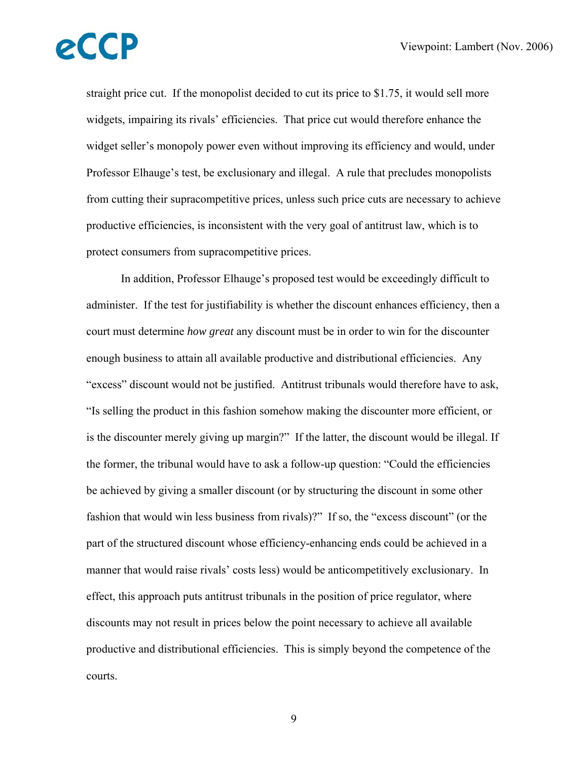straight price cut. If the monopolist decided to cut its price to $1.75, it would sell more widgets, impairing its rivals' efficiencies. That price cut would therefore enhance the widget seller's monopoly power even without improving its efficiency and would, under Professor Elhauge's test, be exclusionary and illegal. A rule that precludes monopolists from cutting their supracompetitive prices, unless such price cuts are necessary to achieve productive efficiencies, is inconsistent with the very goal of antitrust law, which is to protect consumers from supracompetitive prices.

In addition, Professor Elhauge's proposed test would be exceedingly difficult to administer. If the test for justifiability is whether the discount enhances efficiency, then a court must determine *how great* any discount must be in order to win for the discounter enough business to attain all available productive and distributional efficiencies. Any "excess" discount would not be justified. Antitrust tribunals would therefore have to ask, "Is selling the product in this fashion somehow making the discounter more efficient, or is the discounter merely giving up margin?" If the latter, the discount would be illegal. If the former, the tribunal would have to ask a follow-up question: "Could the efficiencies be achieved by giving a smaller discount (or by structuring the discount in some other fashion that would win less business from rivals)?" If so, the "excess discount" (or the part of the structured discount whose efficiency-enhancing ends could be achieved in a manner that would raise rivals' costs less) would be anticompetitively exclusionary. In effect, this approach puts antitrust tribunals in the position of price regulator, where discounts may not result in prices below the point necessary to achieve all available productive and distributional efficiencies. This is simply beyond the competence of the courts.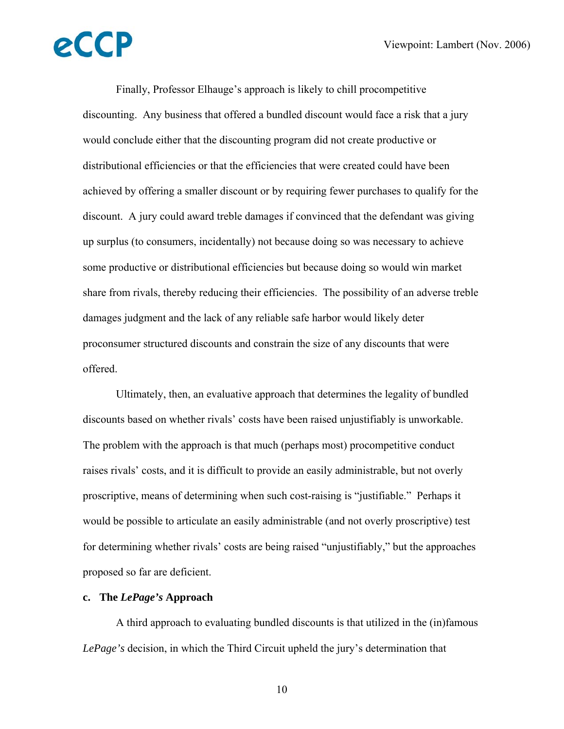Finally, Professor Elhauge's approach is likely to chill procompetitive discounting. Any business that offered a bundled discount would face a risk that a jury would conclude either that the discounting program did not create productive or distributional efficiencies or that the efficiencies that were created could have been achieved by offering a smaller discount or by requiring fewer purchases to qualify for the discount. A jury could award treble damages if convinced that the defendant was giving up surplus (to consumers, incidentally) not because doing so was necessary to achieve some productive or distributional efficiencies but because doing so would win market share from rivals, thereby reducing their efficiencies. The possibility of an adverse treble damages judgment and the lack of any reliable safe harbor would likely deter proconsumer structured discounts and constrain the size of any discounts that were offered.

Ultimately, then, an evaluative approach that determines the legality of bundled discounts based on whether rivals' costs have been raised unjustifiably is unworkable. The problem with the approach is that much (perhaps most) procompetitive conduct raises rivals' costs, and it is difficult to provide an easily administrable, but not overly proscriptive, means of determining when such cost-raising is "justifiable." Perhaps it would be possible to articulate an easily administrable (and not overly proscriptive) test for determining whether rivals' costs are being raised "unjustifiably," but the approaches proposed so far are deficient.

**c. The *LePage's* Approach**

A third approach to evaluating bundled discounts is that utilized in the (in)famous *LePage's* decision, in which the Third Circuit upheld the jury's determination that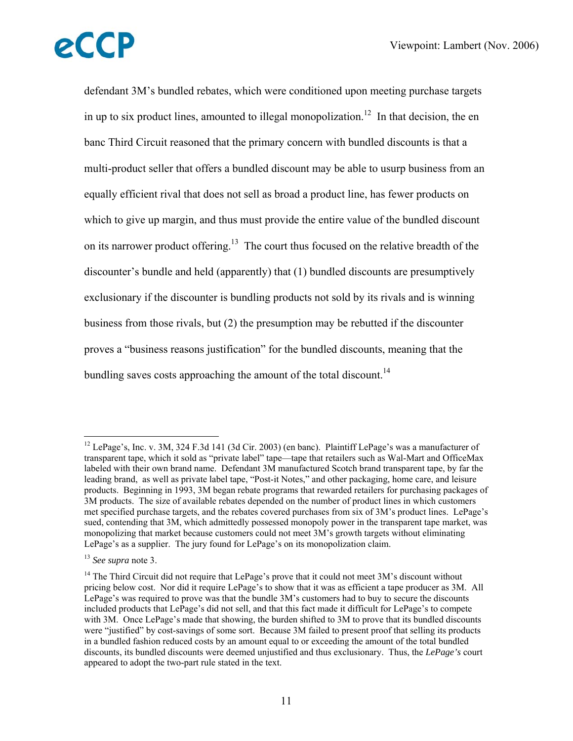defendant 3M's bundled rebates, which were conditioned upon meeting purchase targets in up to six product lines, amounted to illegal monopolization.[12] In that decision, the en banc Third Circuit reasoned that the primary concern with bundled discounts is that a multi-product seller that offers a bundled discount may be able to usurp business from an equally efficient rival that does not sell as broad a product line, has fewer products on which to give up margin, and thus must provide the entire value of the bundled discount on its narrower product offering.[13] The court thus focused on the relative breadth of the discounter's bundle and held (apparently) that (1) bundled discounts are presumptively exclusionary if the discounter is bundling products not sold by its rivals and is winning business from those rivals, but (2) the presumption may be rebutted if the discounter proves a "business reasons justification" for the bundled discounts, meaning that the bundling saves costs approaching the amount of the total discount.[14]

---

[12] LePage's, Inc. v. 3M, 324 F.3d 141 (3d Cir. 2003) (en banc). Plaintiff LePage's was a manufacturer of transparent tape, which it sold as "private label" tape—tape that retailers such as Wal-Mart and OfficeMax labeled with their own brand name. Defendant 3M manufactured Scotch brand transparent tape, by far the leading brand, as well as private label tape, "Post-it Notes," and other packaging, home care, and leisure products. Beginning in 1993, 3M began rebate programs that rewarded retailers for purchasing packages of 3M products. The size of available rebates depended on the number of product lines in which customers met specified purchase targets, and the rebates covered purchases from six of 3M's product lines. LePage's sued, contending that 3M, which admittedly possessed monopoly power in the transparent tape market, was monopolizing that market because customers could not meet 3M's growth targets without eliminating LePage's as a supplier. The jury found for LePage's on its monopolization claim.

[13] *See supra* note 3.

[14] The Third Circuit did not require that LePage's prove that it could not meet 3M's discount without pricing below cost. Nor did it require LePage's to show that it was as efficient a tape producer as 3M. All LePage's was required to prove was that the bundle 3M's customers had to buy to secure the discounts included products that LePage's did not sell, and that this fact made it difficult for LePage's to compete with 3M. Once LePage's made that showing, the burden shifted to 3M to prove that its bundled discounts were "justified" by cost-savings of some sort. Because 3M failed to present proof that selling its products in a bundled fashion reduced costs by an amount equal to or exceeding the amount of the total bundled discounts, its bundled discounts were deemed unjustified and thus exclusionary. Thus, the *LePage's* court appeared to adopt the two-part rule stated in the text.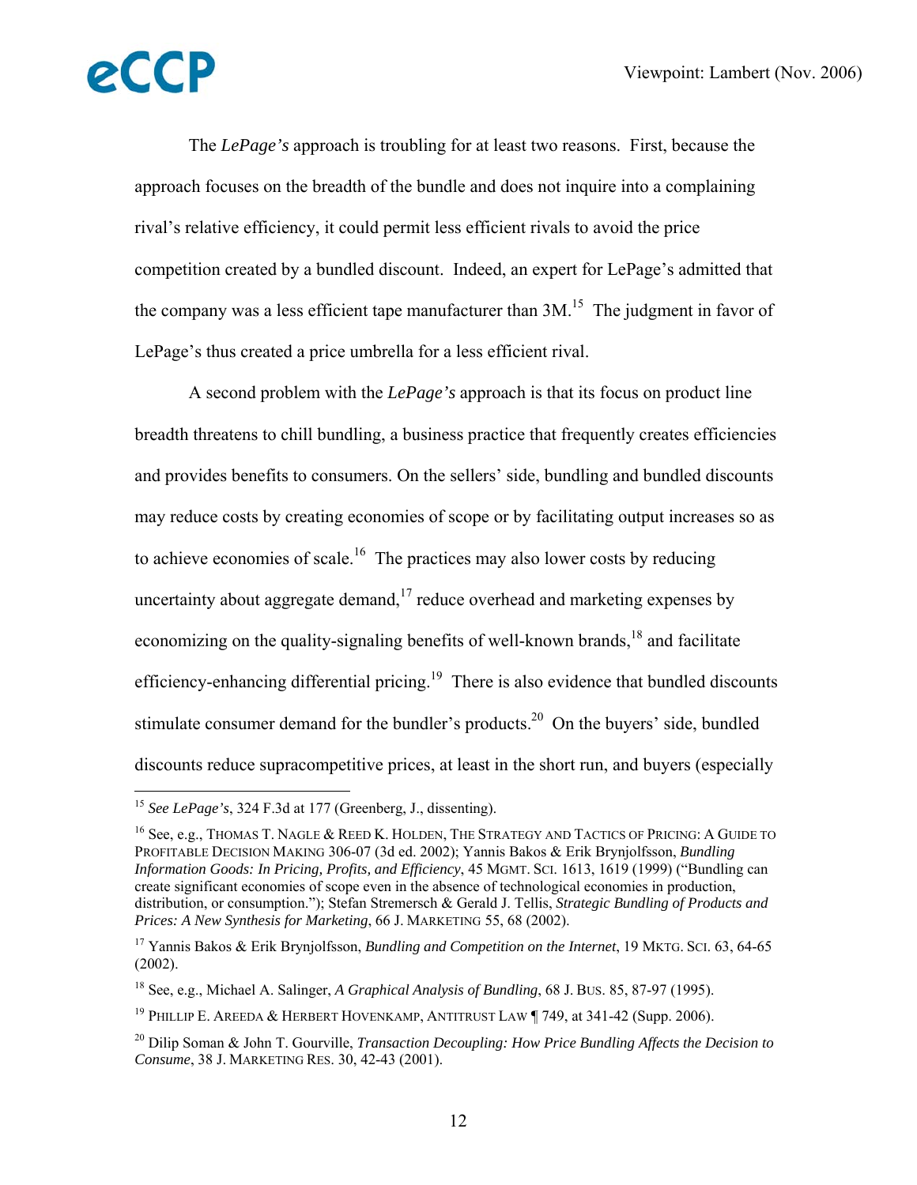The *LePage's* approach is troubling for at least two reasons. First, because the approach focuses on the breadth of the bundle and does not inquire into a complaining rival's relative efficiency, it could permit less efficient rivals to avoid the price competition created by a bundled discount. Indeed, an expert for LePage's admitted that the company was a less efficient tape manufacturer than 3M.[15] The judgment in favor of LePage's thus created a price umbrella for a less efficient rival.

A second problem with the *LePage's* approach is that its focus on product line breadth threatens to chill bundling, a business practice that frequently creates efficiencies and provides benefits to consumers. On the sellers' side, bundling and bundled discounts may reduce costs by creating economies of scope or by facilitating output increases so as to achieve economies of scale.[16] The practices may also lower costs by reducing uncertainty about aggregate demand,[17] reduce overhead and marketing expenses by economizing on the quality-signaling benefits of well-known brands,[18] and facilitate efficiency-enhancing differential pricing.[19] There is also evidence that bundled discounts stimulate consumer demand for the bundler's products.[20] On the buyers' side, bundled discounts reduce supracompetitive prices, at least in the short run, and buyers (especially

---

[15] *See LePage's*, 324 F.3d at 177 (Greenberg, J., dissenting).

[16] See, e.g., THOMAS T. NAGLE & REED K. HOLDEN, THE STRATEGY AND TACTICS OF PRICING: A GUIDE TO PROFITABLE DECISION MAKING 306-07 (3d ed. 2002); Yannis Bakos & Erik Brynjolfsson, *Bundling Information Goods: In Pricing, Profits, and Efficiency*, 45 MGMT. SCI. 1613, 1619 (1999) ("Bundling can create significant economies of scope even in the absence of technological economies in production, distribution, or consumption."); Stefan Stremersch & Gerald J. Tellis, *Strategic Bundling of Products and Prices: A New Synthesis for Marketing*, 66 J. MARKETING 55, 68 (2002).

[17] Yannis Bakos & Erik Brynjolfsson, *Bundling and Competition on the Internet*, 19 MKTG. SCI. 63, 64-65 (2002).

[18] See, e.g., Michael A. Salinger, *A Graphical Analysis of Bundling*, 68 J. BUS. 85, 87-97 (1995).

[19] PHILLIP E. AREEDA & HERBERT HOVENKAMP, ANTITRUST LAW ¶ 749, at 341-42 (Supp. 2006).

[20] Dilip Soman & John T. Gourville, *Transaction Decoupling: How Price Bundling Affects the Decision to Consume*, 38 J. MARKETING RES. 30, 42-43 (2001).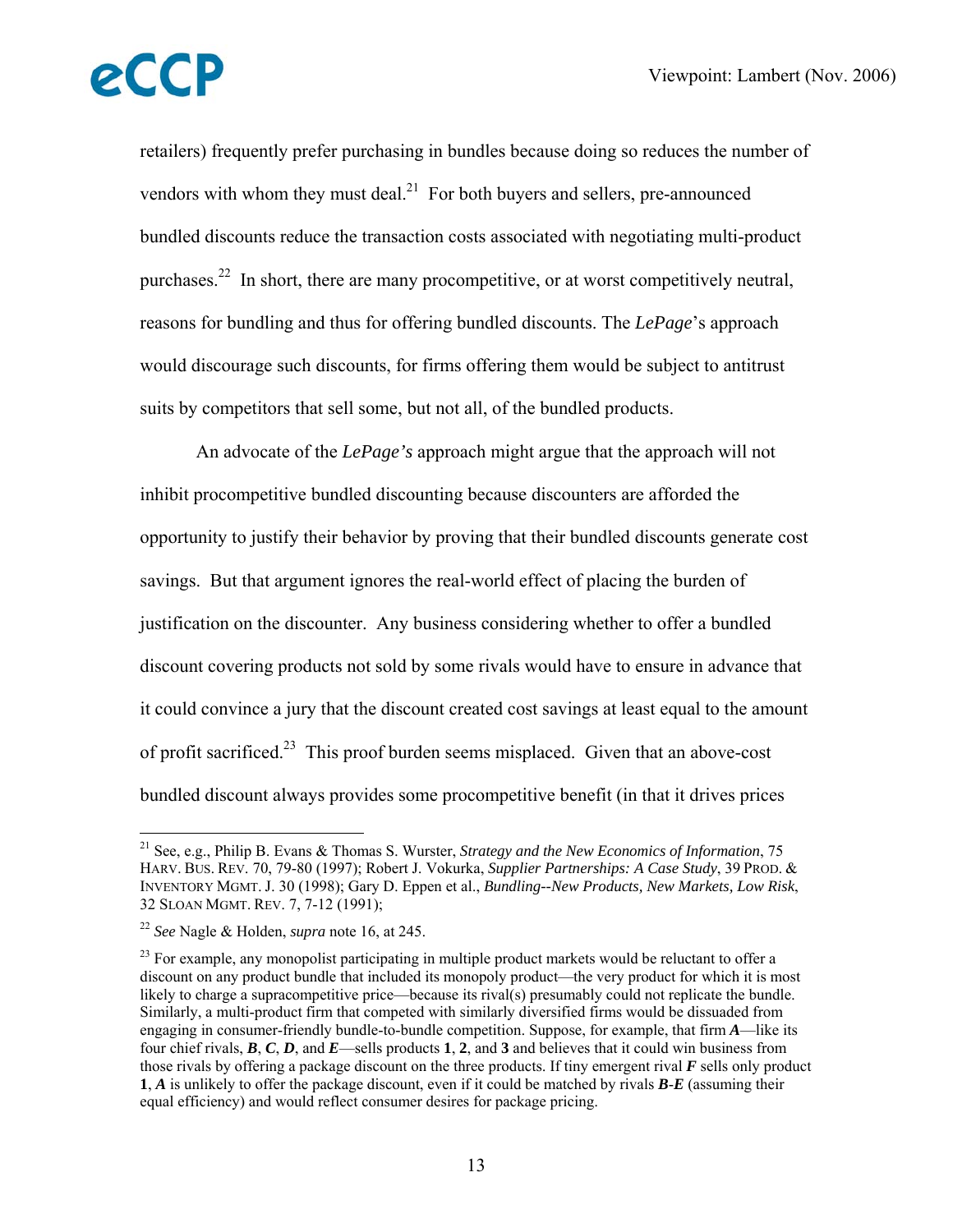retailers) frequently prefer purchasing in bundles because doing so reduces the number of vendors with whom they must deal.[21] For both buyers and sellers, pre-announced bundled discounts reduce the transaction costs associated with negotiating multi-product purchases.[22] In short, there are many procompetitive, or at worst competitively neutral, reasons for bundling and thus for offering bundled discounts. The *LePage*'s approach would discourage such discounts, for firms offering them would be subject to antitrust suits by competitors that sell some, but not all, of the bundled products.

An advocate of the *LePage's* approach might argue that the approach will not inhibit procompetitive bundled discounting because discounters are afforded the opportunity to justify their behavior by proving that their bundled discounts generate cost savings. But that argument ignores the real-world effect of placing the burden of justification on the discounter. Any business considering whether to offer a bundled discount covering products not sold by some rivals would have to ensure in advance that it could convince a jury that the discount created cost savings at least equal to the amount of profit sacrificed.[23] This proof burden seems misplaced. Given that an above-cost bundled discount always provides some procompetitive benefit (in that it drives prices

---

[21] See, e.g., Philip B. Evans & Thomas S. Wurster, *Strategy and the New Economics of Information*, 75 HARV. BUS. REV. 70, 79-80 (1997); Robert J. Vokurka, *Supplier Partnerships: A Case Study*, 39 PROD. & INVENTORY MGMT. J. 30 (1998); Gary D. Eppen et al., *Bundling--New Products, New Markets, Low Risk*, 32 SLOAN MGMT. REV. 7, 7-12 (1991);

[22] *See* Nagle & Holden, *supra* note 16, at 245.

[23] For example, any monopolist participating in multiple product markets would be reluctant to offer a discount on any product bundle that included its monopoly product—the very product for which it is most likely to charge a supracompetitive price—because its rival(s) presumably could not replicate the bundle. Similarly, a multi-product firm that competed with similarly diversified firms would be dissuaded from engaging in consumer-friendly bundle-to-bundle competition. Suppose, for example, that firm ***A***—like its four chief rivals, ***B***, ***C***, ***D***, and ***E***—sells products **1**, **2**, and **3** and believes that it could win business from those rivals by offering a package discount on the three products. If tiny emergent rival ***F*** sells only product **1**, ***A*** is unlikely to offer the package discount, even if it could be matched by rivals ***B***-***E*** (assuming their equal efficiency) and would reflect consumer desires for package pricing.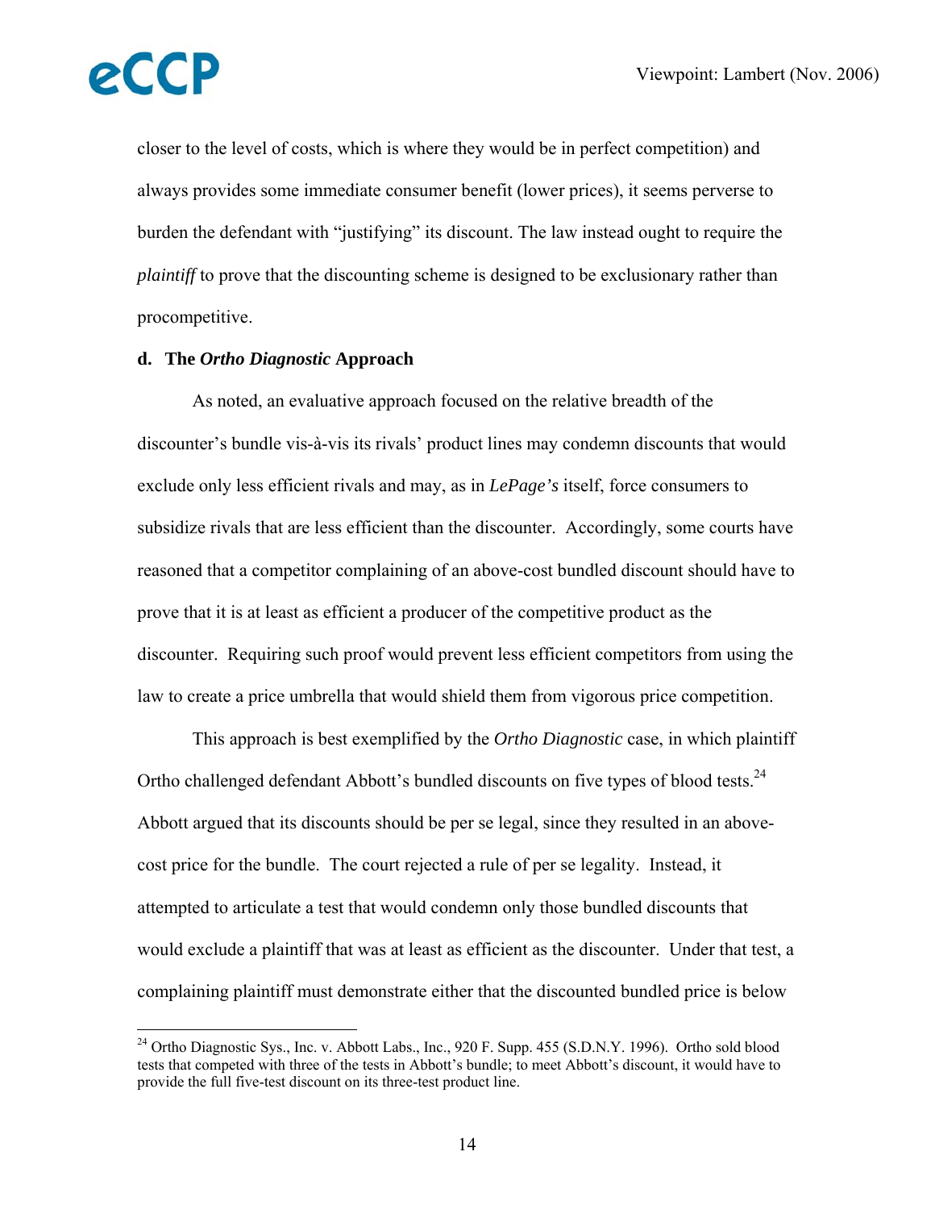closer to the level of costs, which is where they would be in perfect competition) and always provides some immediate consumer benefit (lower prices), it seems perverse to burden the defendant with "justifying" its discount. The law instead ought to require the *plaintiff* to prove that the discounting scheme is designed to be exclusionary rather than procompetitive.

**d. The *Ortho Diagnostic* Approach**

As noted, an evaluative approach focused on the relative breadth of the discounter's bundle vis-à-vis its rivals' product lines may condemn discounts that would exclude only less efficient rivals and may, as in *LePage's* itself, force consumers to subsidize rivals that are less efficient than the discounter. Accordingly, some courts have reasoned that a competitor complaining of an above-cost bundled discount should have to prove that it is at least as efficient a producer of the competitive product as the discounter. Requiring such proof would prevent less efficient competitors from using the law to create a price umbrella that would shield them from vigorous price competition.

This approach is best exemplified by the *Ortho Diagnostic* case, in which plaintiff Ortho challenged defendant Abbott's bundled discounts on five types of blood tests.[24] Abbott argued that its discounts should be per se legal, since they resulted in an above-cost price for the bundle. The court rejected a rule of per se legality. Instead, it attempted to articulate a test that would condemn only those bundled discounts that would exclude a plaintiff that was at least as efficient as the discounter. Under that test, a complaining plaintiff must demonstrate either that the discounted bundled price is below

---

[24] Ortho Diagnostic Sys., Inc. v. Abbott Labs., Inc., 920 F. Supp. 455 (S.D.N.Y. 1996). Ortho sold blood tests that competed with three of the tests in Abbott's bundle; to meet Abbott's discount, it would have to provide the full five-test discount on its three-test product line.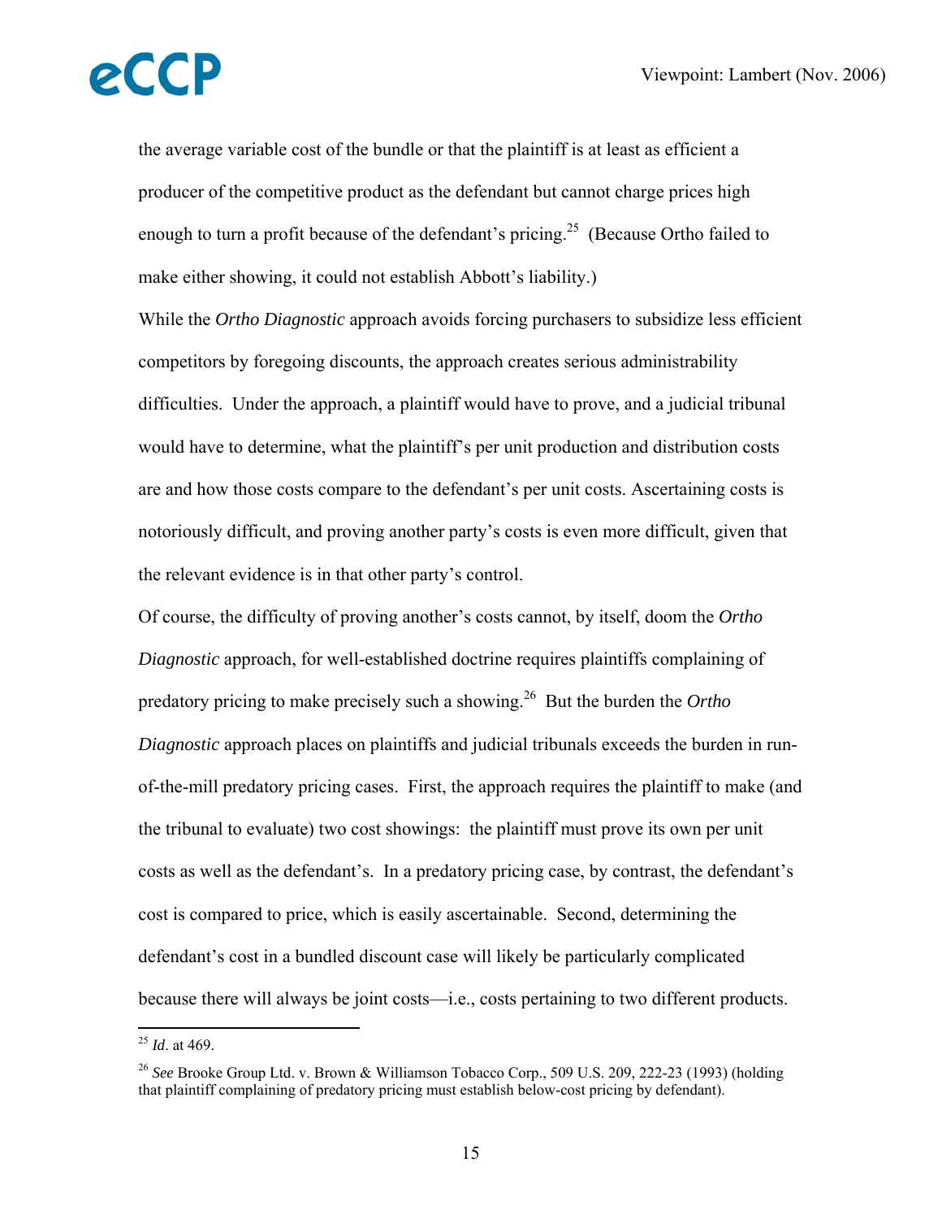the average variable cost of the bundle or that the plaintiff is at least as efficient a producer of the competitive product as the defendant but cannot charge prices high enough to turn a profit because of the defendant's pricing.[25] (Because Ortho failed to make either showing, it could not establish Abbott's liability.)

While the *Ortho Diagnostic* approach avoids forcing purchasers to subsidize less efficient competitors by foregoing discounts, the approach creates serious administrability difficulties. Under the approach, a plaintiff would have to prove, and a judicial tribunal would have to determine, what the plaintiff's per unit production and distribution costs are and how those costs compare to the defendant's per unit costs. Ascertaining costs is notoriously difficult, and proving another party's costs is even more difficult, given that the relevant evidence is in that other party's control.

Of course, the difficulty of proving another's costs cannot, by itself, doom the *Ortho Diagnostic* approach, for well-established doctrine requires plaintiffs complaining of predatory pricing to make precisely such a showing.[26] But the burden the *Ortho Diagnostic* approach places on plaintiffs and judicial tribunals exceeds the burden in run-of-the-mill predatory pricing cases. First, the approach requires the plaintiff to make (and the tribunal to evaluate) two cost showings: the plaintiff must prove its own per unit costs as well as the defendant's. In a predatory pricing case, by contrast, the defendant's cost is compared to price, which is easily ascertainable. Second, determining the defendant's cost in a bundled discount case will likely be particularly complicated because there will always be joint costs—i.e., costs pertaining to two different products.

---

[25] *Id*. at 469.

[26] *See* Brooke Group Ltd. v. Brown & Williamson Tobacco Corp., 509 U.S. 209, 222-23 (1993) (holding that plaintiff complaining of predatory pricing must establish below-cost pricing by defendant).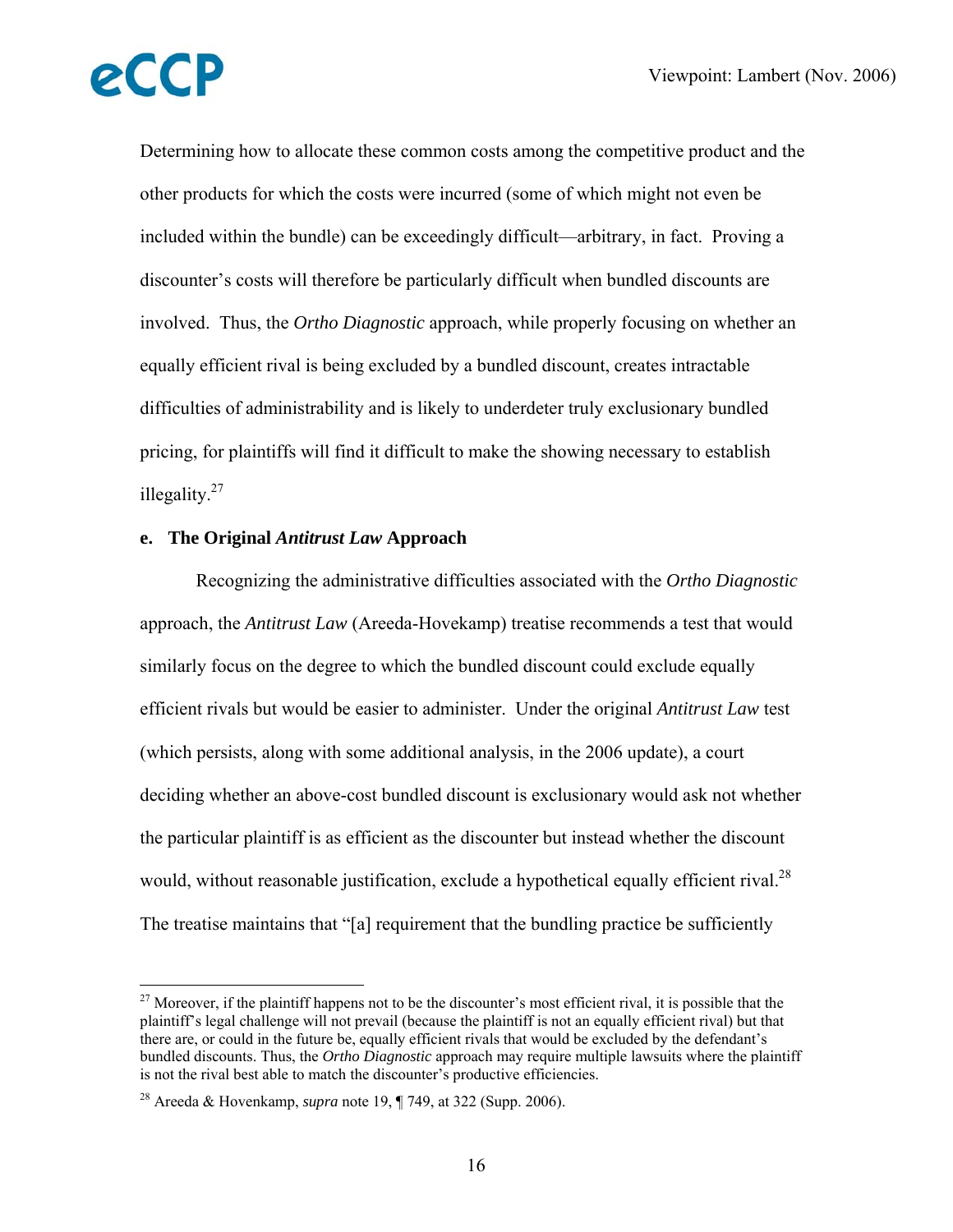Determining how to allocate these common costs among the competitive product and the other products for which the costs were incurred (some of which might not even be included within the bundle) can be exceedingly difficult—arbitrary, in fact. Proving a discounter's costs will therefore be particularly difficult when bundled discounts are involved. Thus, the *Ortho Diagnostic* approach, while properly focusing on whether an equally efficient rival is being excluded by a bundled discount, creates intractable difficulties of administrability and is likely to underdeter truly exclusionary bundled pricing, for plaintiffs will find it difficult to make the showing necessary to establish illegality.[27]

**e. The Original *Antitrust Law* Approach**

Recognizing the administrative difficulties associated with the *Ortho Diagnostic* approach, the *Antitrust Law* (Areeda-Hovekamp) treatise recommends a test that would similarly focus on the degree to which the bundled discount could exclude equally efficient rivals but would be easier to administer. Under the original *Antitrust Law* test (which persists, along with some additional analysis, in the 2006 update), a court deciding whether an above-cost bundled discount is exclusionary would ask not whether the particular plaintiff is as efficient as the discounter but instead whether the discount would, without reasonable justification, exclude a hypothetical equally efficient rival.[28] The treatise maintains that "[a] requirement that the bundling practice be sufficiently

---

[27] Moreover, if the plaintiff happens not to be the discounter's most efficient rival, it is possible that the plaintiff's legal challenge will not prevail (because the plaintiff is not an equally efficient rival) but that there are, or could in the future be, equally efficient rivals that would be excluded by the defendant's bundled discounts. Thus, the *Ortho Diagnostic* approach may require multiple lawsuits where the plaintiff is not the rival best able to match the discounter's productive efficiencies.

[28] Areeda & Hovenkamp, *supra* note 19, ¶ 749, at 322 (Supp. 2006).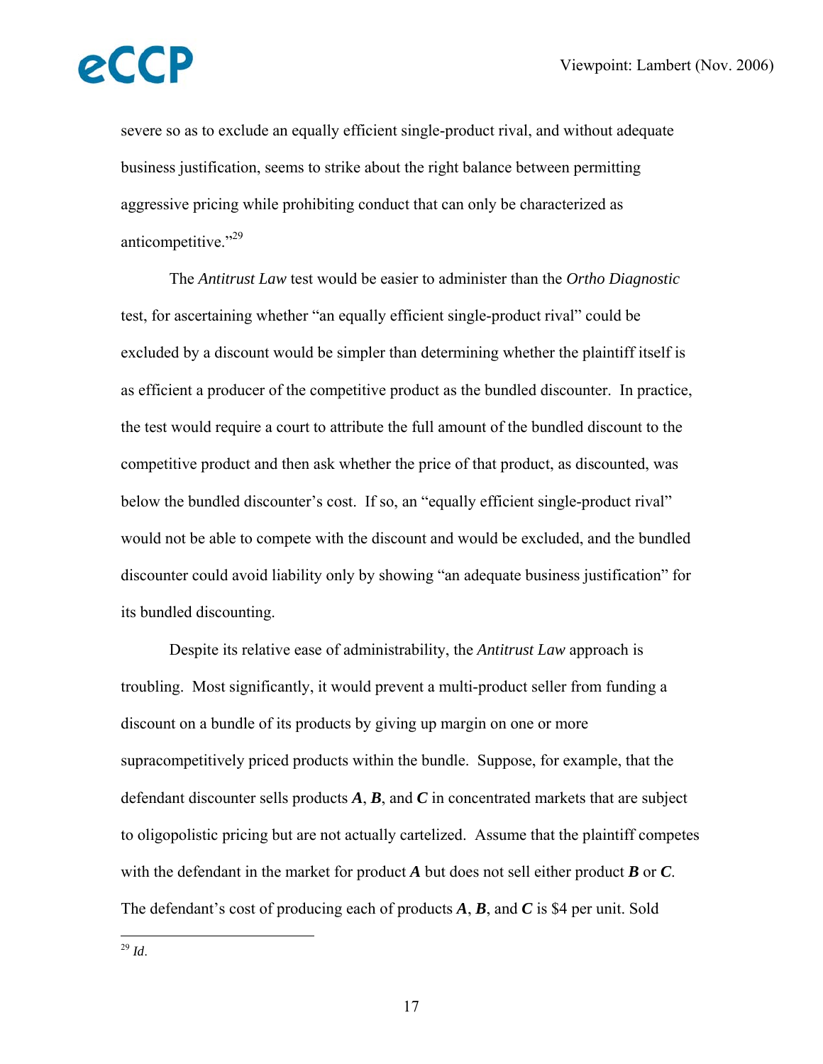severe so as to exclude an equally efficient single-product rival, and without adequate business justification, seems to strike about the right balance between permitting aggressive pricing while prohibiting conduct that can only be characterized as anticompetitive."[29]

The *Antitrust Law* test would be easier to administer than the *Ortho Diagnostic* test, for ascertaining whether "an equally efficient single-product rival" could be excluded by a discount would be simpler than determining whether the plaintiff itself is as efficient a producer of the competitive product as the bundled discounter. In practice, the test would require a court to attribute the full amount of the bundled discount to the competitive product and then ask whether the price of that product, as discounted, was below the bundled discounter's cost. If so, an "equally efficient single-product rival" would not be able to compete with the discount and would be excluded, and the bundled discounter could avoid liability only by showing "an adequate business justification" for its bundled discounting.

Despite its relative ease of administrability, the *Antitrust Law* approach is troubling. Most significantly, it would prevent a multi-product seller from funding a discount on a bundle of its products by giving up margin on one or more supracompetitively priced products within the bundle. Suppose, for example, that the defendant discounter sells products ***A***, ***B***, and ***C*** in concentrated markets that are subject to oligopolistic pricing but are not actually cartelized. Assume that the plaintiff competes with the defendant in the market for product ***A*** but does not sell either product ***B*** or ***C***. The defendant's cost of producing each of products ***A***, ***B***, and ***C*** is $4 per unit. Sold

---

[29] *Id*.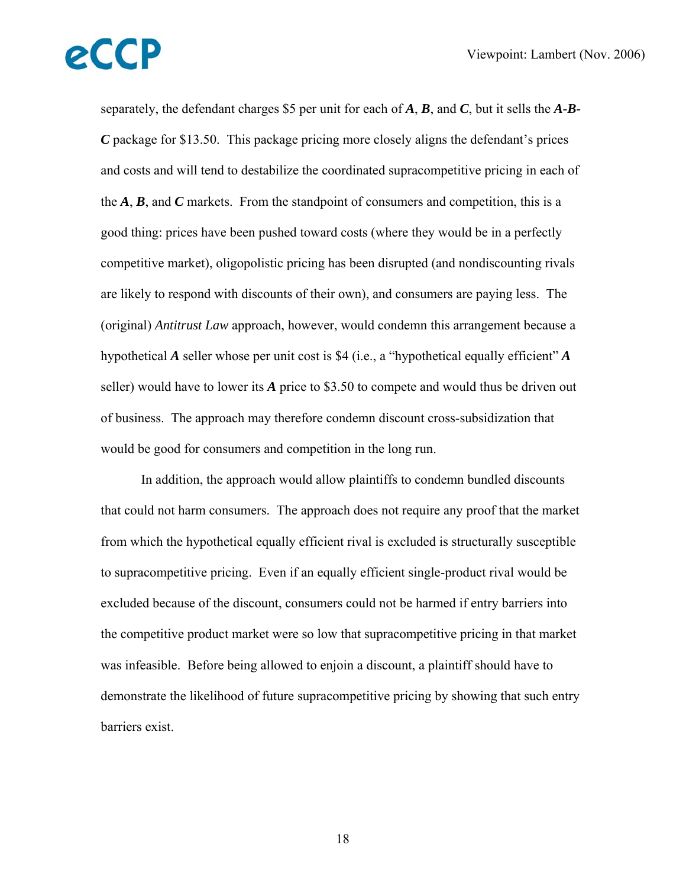separately, the defendant charges $5 per unit for each of ***A***, ***B***, and ***C***, but it sells the ***A-B-C*** package for $13.50. This package pricing more closely aligns the defendant's prices and costs and will tend to destabilize the coordinated supracompetitive pricing in each of the ***A***, ***B***, and ***C*** markets. From the standpoint of consumers and competition, this is a good thing: prices have been pushed toward costs (where they would be in a perfectly competitive market), oligopolistic pricing has been disrupted (and nondiscounting rivals are likely to respond with discounts of their own), and consumers are paying less. The (original) *Antitrust Law* approach, however, would condemn this arrangement because a hypothetical ***A*** seller whose per unit cost is $4 (i.e., a "hypothetical equally efficient" ***A*** seller) would have to lower its ***A*** price to $3.50 to compete and would thus be driven out of business. The approach may therefore condemn discount cross-subsidization that would be good for consumers and competition in the long run.

In addition, the approach would allow plaintiffs to condemn bundled discounts that could not harm consumers. The approach does not require any proof that the market from which the hypothetical equally efficient rival is excluded is structurally susceptible to supracompetitive pricing. Even if an equally efficient single-product rival would be excluded because of the discount, consumers could not be harmed if entry barriers into the competitive product market were so low that supracompetitive pricing in that market was infeasible. Before being allowed to enjoin a discount, a plaintiff should have to demonstrate the likelihood of future supracompetitive pricing by showing that such entry barriers exist.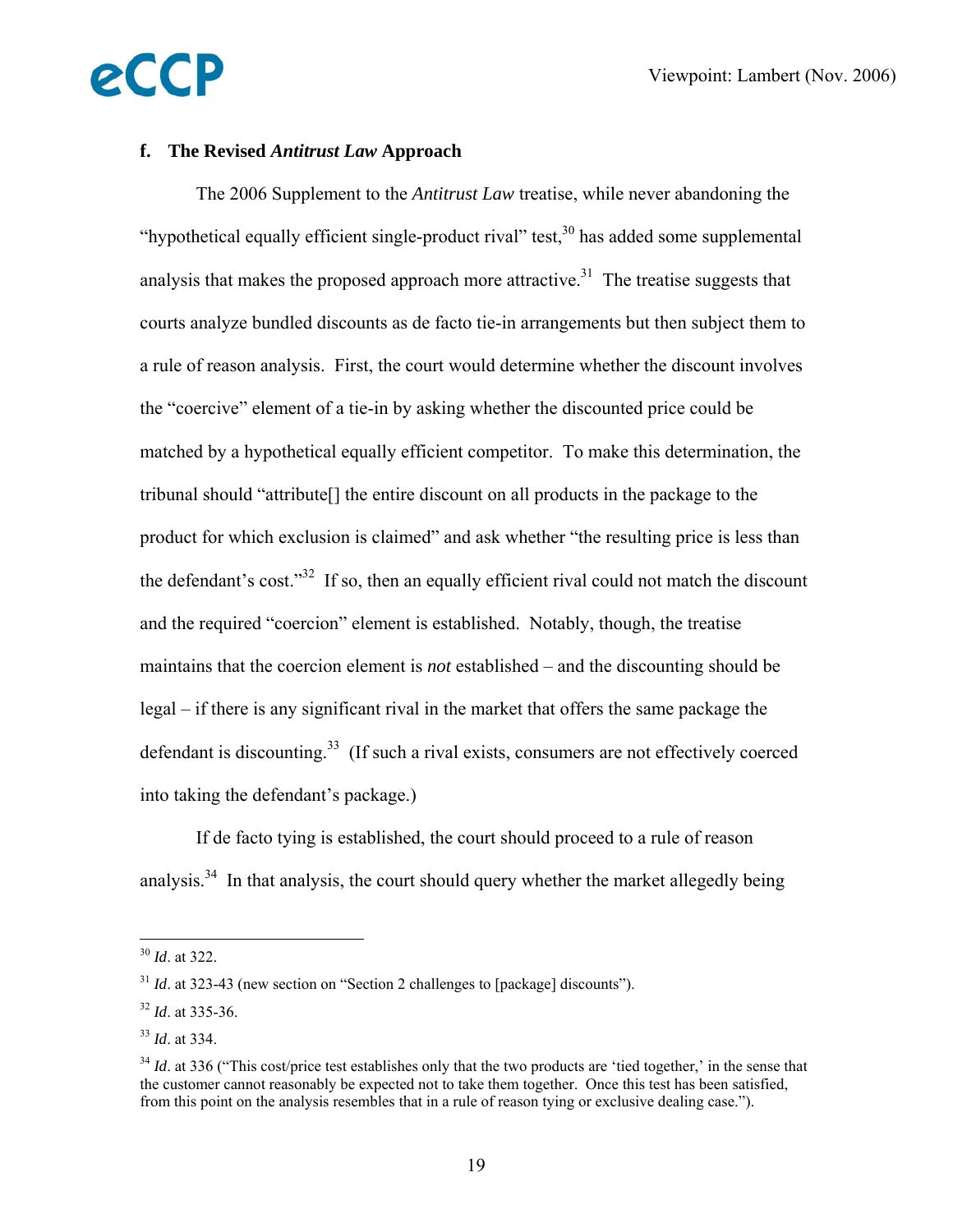### f. The Revised *Antitrust Law* Approach

The 2006 Supplement to the *Antitrust Law* treatise, while never abandoning the "hypothetical equally efficient single-product rival" test,[30] has added some supplemental analysis that makes the proposed approach more attractive.[31] The treatise suggests that courts analyze bundled discounts as de facto tie-in arrangements but then subject them to a rule of reason analysis. First, the court would determine whether the discount involves the "coercive" element of a tie-in by asking whether the discounted price could be matched by a hypothetical equally efficient competitor. To make this determination, the tribunal should "attribute[] the entire discount on all products in the package to the product for which exclusion is claimed" and ask whether "the resulting price is less than the defendant's cost."[32] If so, then an equally efficient rival could not match the discount and the required "coercion" element is established. Notably, though, the treatise maintains that the coercion element is *not* established – and the discounting should be legal – if there is any significant rival in the market that offers the same package the defendant is discounting.[33] (If such a rival exists, consumers are not effectively coerced into taking the defendant's package.)

If de facto tying is established, the court should proceed to a rule of reason analysis.[34] In that analysis, the court should query whether the market allegedly being

---

[30] *Id*. at 322.

[31] *Id*. at 323-43 (new section on "Section 2 challenges to [package] discounts").

[32] *Id*. at 335-36.

[33] *Id*. at 334.

[34] *Id*. at 336 ("This cost/price test establishes only that the two products are 'tied together,' in the sense that the customer cannot reasonably be expected not to take them together. Once this test has been satisfied, from this point on the analysis resembles that in a rule of reason tying or exclusive dealing case.").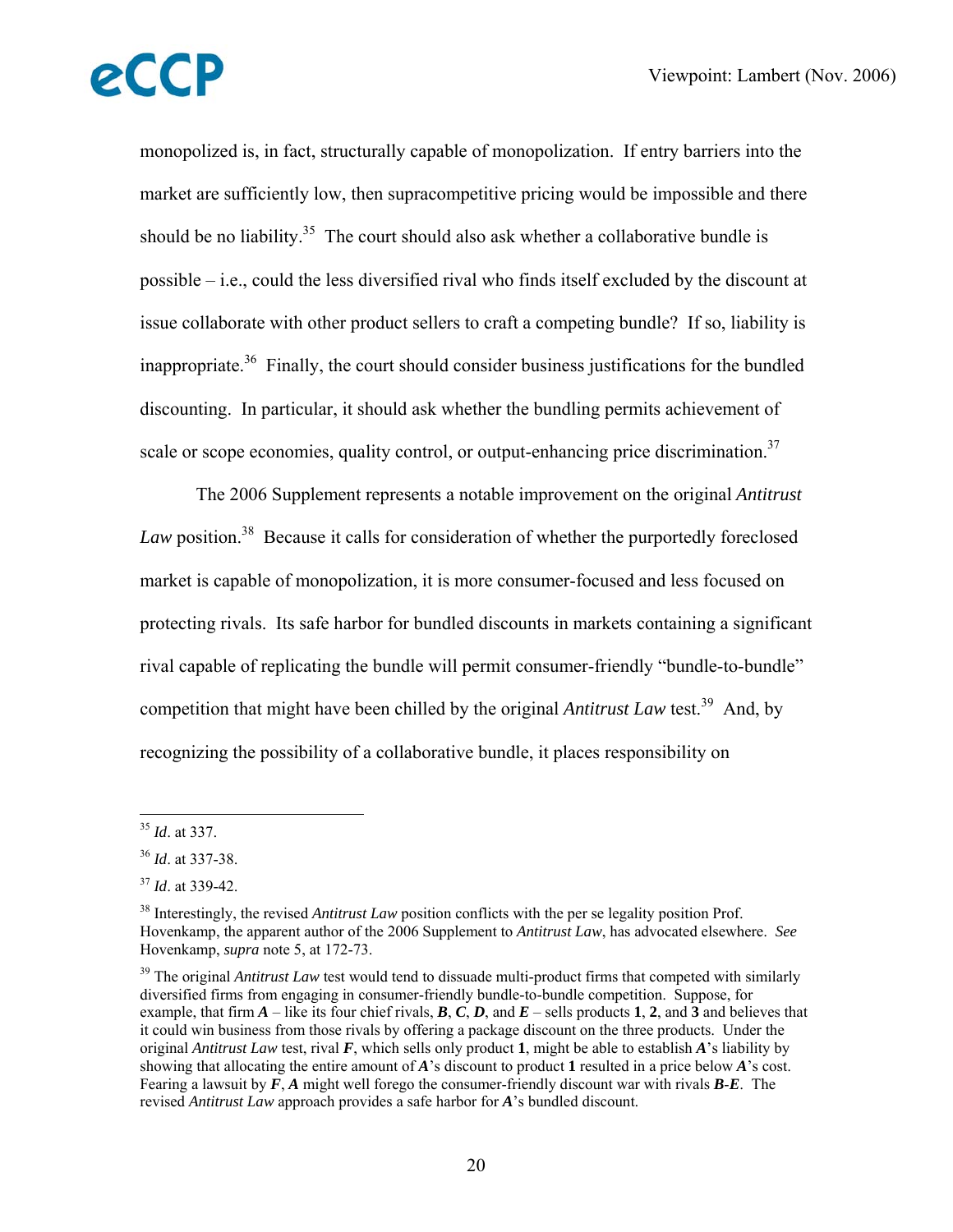monopolized is, in fact, structurally capable of monopolization. If entry barriers into the market are sufficiently low, then supracompetitive pricing would be impossible and there should be no liability.[35] The court should also ask whether a collaborative bundle is possible – i.e., could the less diversified rival who finds itself excluded by the discount at issue collaborate with other product sellers to craft a competing bundle? If so, liability is inappropriate.[36] Finally, the court should consider business justifications for the bundled discounting. In particular, it should ask whether the bundling permits achievement of scale or scope economies, quality control, or output-enhancing price discrimination.[37]

The 2006 Supplement represents a notable improvement on the original *Antitrust Law* position.[38] Because it calls for consideration of whether the purportedly foreclosed market is capable of monopolization, it is more consumer-focused and less focused on protecting rivals. Its safe harbor for bundled discounts in markets containing a significant rival capable of replicating the bundle will permit consumer-friendly "bundle-to-bundle" competition that might have been chilled by the original *Antitrust Law* test.[39] And, by recognizing the possibility of a collaborative bundle, it places responsibility on

---

[35] *Id*. at 337.

[36] *Id*. at 337-38.

[37] *Id*. at 339-42.

[38] Interestingly, the revised *Antitrust Law* position conflicts with the per se legality position Prof. Hovenkamp, the apparent author of the 2006 Supplement to *Antitrust Law*, has advocated elsewhere. *See* Hovenkamp, *supra* note 5, at 172-73.

[39] The original *Antitrust Law* test would tend to dissuade multi-product firms that competed with similarly diversified firms from engaging in consumer-friendly bundle-to-bundle competition. Suppose, for example, that firm ***A*** – like its four chief rivals, ***B***, ***C***, ***D***, and ***E*** – sells products **1**, **2**, and **3** and believes that it could win business from those rivals by offering a package discount on the three products. Under the original *Antitrust Law* test, rival ***F***, which sells only product **1**, might be able to establish ***A***'s liability by showing that allocating the entire amount of ***A***'s discount to product **1** resulted in a price below ***A***'s cost. Fearing a lawsuit by ***F***, ***A*** might well forego the consumer-friendly discount war with rivals ***B***-***E***. The revised *Antitrust Law* approach provides a safe harbor for ***A***'s bundled discount.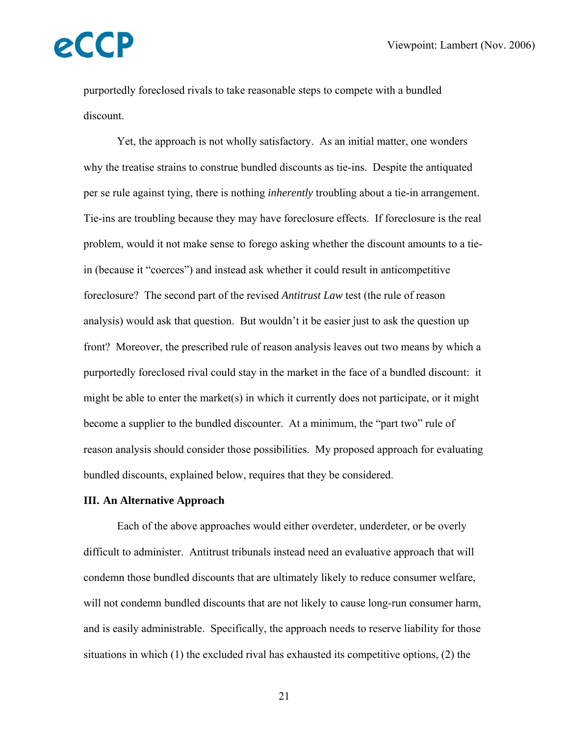purportedly foreclosed rivals to take reasonable steps to compete with a bundled discount.

Yet, the approach is not wholly satisfactory. As an initial matter, one wonders why the treatise strains to construe bundled discounts as tie-ins. Despite the antiquated per se rule against tying, there is nothing *inherently* troubling about a tie-in arrangement. Tie-ins are troubling because they may have foreclosure effects. If foreclosure is the real problem, would it not make sense to forego asking whether the discount amounts to a tie-in (because it "coerces") and instead ask whether it could result in anticompetitive foreclosure? The second part of the revised *Antitrust Law* test (the rule of reason analysis) would ask that question. But wouldn't it be easier just to ask the question up front? Moreover, the prescribed rule of reason analysis leaves out two means by which a purportedly foreclosed rival could stay in the market in the face of a bundled discount: it might be able to enter the market(s) in which it currently does not participate, or it might become a supplier to the bundled discounter. At a minimum, the "part two" rule of reason analysis should consider those possibilities. My proposed approach for evaluating bundled discounts, explained below, requires that they be considered.

**III. An Alternative Approach**

Each of the above approaches would either overdeter, underdeter, or be overly difficult to administer. Antitrust tribunals instead need an evaluative approach that will condemn those bundled discounts that are ultimately likely to reduce consumer welfare, will not condemn bundled discounts that are not likely to cause long-run consumer harm, and is easily administrable. Specifically, the approach needs to reserve liability for those situations in which (1) the excluded rival has exhausted its competitive options, (2) the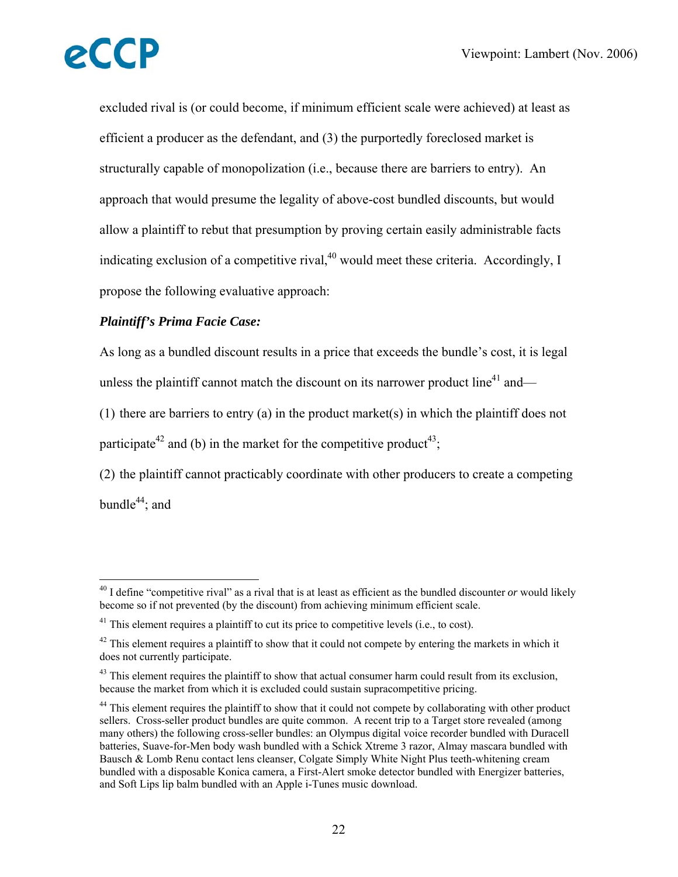excluded rival is (or could become, if minimum efficient scale were achieved) at least as efficient a producer as the defendant, and (3) the purportedly foreclosed market is structurally capable of monopolization (i.e., because there are barriers to entry). An approach that would presume the legality of above-cost bundled discounts, but would allow a plaintiff to rebut that presumption by proving certain easily administrable facts indicating exclusion of a competitive rival,[40] would meet these criteria. Accordingly, I propose the following evaluative approach:

***Plaintiff's Prima Facie Case:***

As long as a bundled discount results in a price that exceeds the bundle's cost, it is legal unless the plaintiff cannot match the discount on its narrower product line[41] and—

(1) there are barriers to entry (a) in the product market(s) in which the plaintiff does not participate[42] and (b) in the market for the competitive product[43];

(2) the plaintiff cannot practicably coordinate with other producers to create a competing bundle[44]; and

---

[40] I define "competitive rival" as a rival that is at least as efficient as the bundled discounter *or* would likely become so if not prevented (by the discount) from achieving minimum efficient scale.

[41] This element requires a plaintiff to cut its price to competitive levels (i.e., to cost).

[42] This element requires a plaintiff to show that it could not compete by entering the markets in which it does not currently participate.

[43] This element requires the plaintiff to show that actual consumer harm could result from its exclusion, because the market from which it is excluded could sustain supracompetitive pricing.

[44] This element requires the plaintiff to show that it could not compete by collaborating with other product sellers. Cross-seller product bundles are quite common. A recent trip to a Target store revealed (among many others) the following cross-seller bundles: an Olympus digital voice recorder bundled with Duracell batteries, Suave-for-Men body wash bundled with a Schick Xtreme 3 razor, Almay mascara bundled with Bausch & Lomb Renu contact lens cleanser, Colgate Simply White Night Plus teeth-whitening cream bundled with a disposable Konica camera, a First-Alert smoke detector bundled with Energizer batteries, and Soft Lips lip balm bundled with an Apple i-Tunes music download.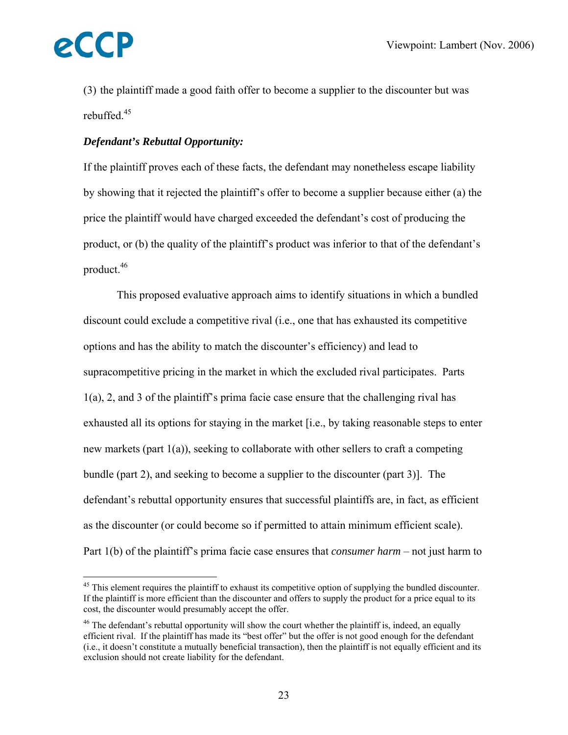(3) the plaintiff made a good faith offer to become a supplier to the discounter but was rebuffed.[45]

***Defendant's Rebuttal Opportunity:***

If the plaintiff proves each of these facts, the defendant may nonetheless escape liability by showing that it rejected the plaintiff's offer to become a supplier because either (a) the price the plaintiff would have charged exceeded the defendant's cost of producing the product, or (b) the quality of the plaintiff's product was inferior to that of the defendant's product.[46]

This proposed evaluative approach aims to identify situations in which a bundled discount could exclude a competitive rival (i.e., one that has exhausted its competitive options and has the ability to match the discounter's efficiency) and lead to supracompetitive pricing in the market in which the excluded rival participates. Parts 1(a), 2, and 3 of the plaintiff's prima facie case ensure that the challenging rival has exhausted all its options for staying in the market [i.e., by taking reasonable steps to enter new markets (part 1(a)), seeking to collaborate with other sellers to craft a competing bundle (part 2), and seeking to become a supplier to the discounter (part 3)]. The defendant's rebuttal opportunity ensures that successful plaintiffs are, in fact, as efficient as the discounter (or could become so if permitted to attain minimum efficient scale). Part 1(b) of the plaintiff's prima facie case ensures that *consumer harm* – not just harm to

---

[45] This element requires the plaintiff to exhaust its competitive option of supplying the bundled discounter. If the plaintiff is more efficient than the discounter and offers to supply the product for a price equal to its cost, the discounter would presumably accept the offer.

[46] The defendant's rebuttal opportunity will show the court whether the plaintiff is, indeed, an equally efficient rival. If the plaintiff has made its "best offer" but the offer is not good enough for the defendant (i.e., it doesn't constitute a mutually beneficial transaction), then the plaintiff is not equally efficient and its exclusion should not create liability for the defendant.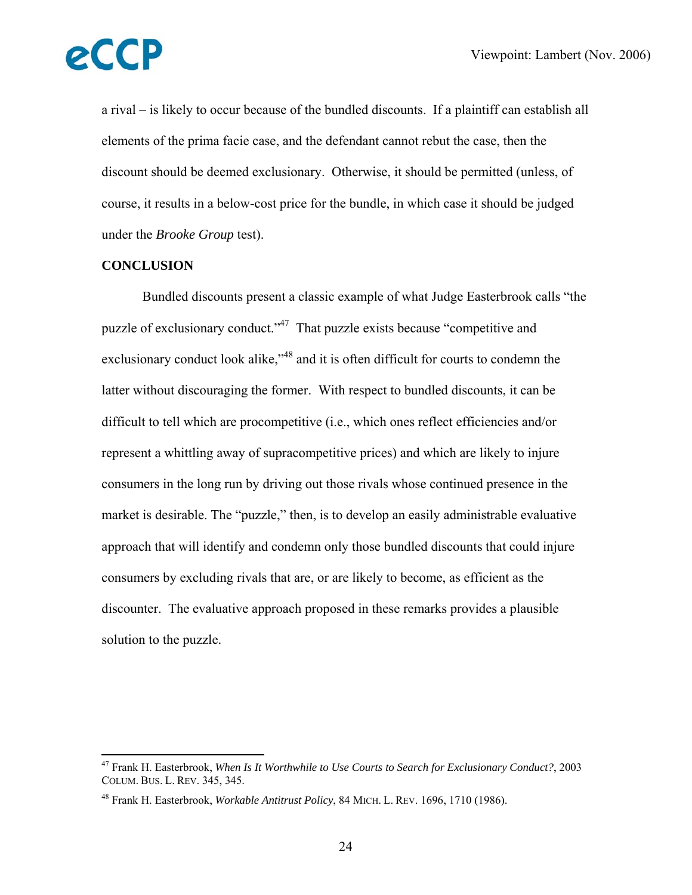a rival – is likely to occur because of the bundled discounts. If a plaintiff can establish all elements of the prima facie case, and the defendant cannot rebut the case, then the discount should be deemed exclusionary. Otherwise, it should be permitted (unless, of course, it results in a below-cost price for the bundle, in which case it should be judged under the *Brooke Group* test).

**CONCLUSION**

Bundled discounts present a classic example of what Judge Easterbrook calls "the puzzle of exclusionary conduct."[47] That puzzle exists because "competitive and exclusionary conduct look alike,"[48] and it is often difficult for courts to condemn the latter without discouraging the former. With respect to bundled discounts, it can be difficult to tell which are procompetitive (i.e., which ones reflect efficiencies and/or represent a whittling away of supracompetitive prices) and which are likely to injure consumers in the long run by driving out those rivals whose continued presence in the market is desirable. The "puzzle," then, is to develop an easily administrable evaluative approach that will identify and condemn only those bundled discounts that could injure consumers by excluding rivals that are, or are likely to become, as efficient as the discounter. The evaluative approach proposed in these remarks provides a plausible solution to the puzzle.

---

[47] Frank H. Easterbrook, *When Is It Worthwhile to Use Courts to Search for Exclusionary Conduct?*, 2003 COLUM. BUS. L. REV. 345, 345.

[48] Frank H. Easterbrook, *Workable Antitrust Policy*, 84 MICH. L. REV. 1696, 1710 (1986).